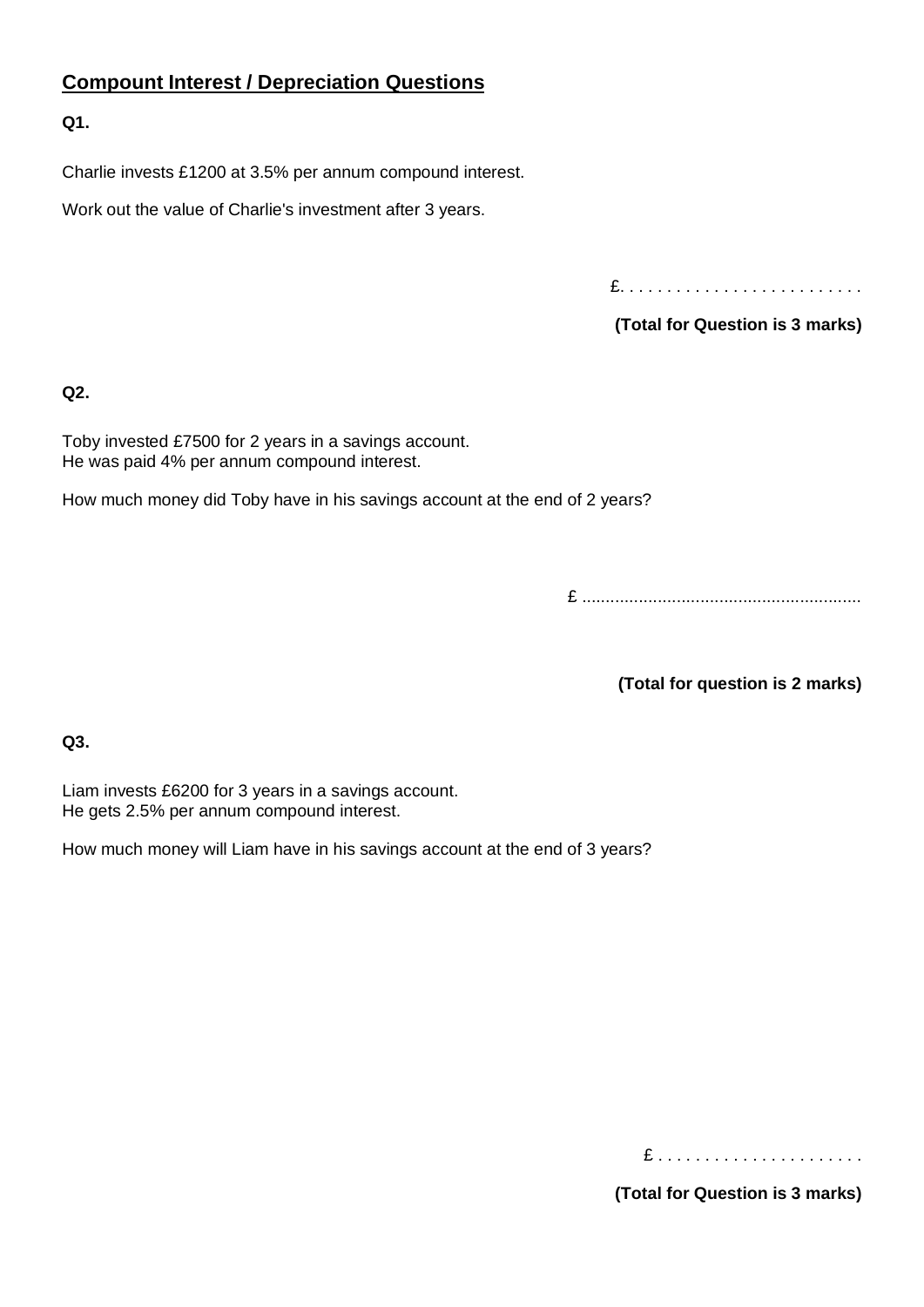## Compount Interest / Depreciation Questions

**Q1.**

Charlie invests £1200 at 3.5% per annum compound interest.

Work out the value of Charlie's investment after 3 years.

£. . . . . . . . . . . . . . . . . . . . . . . . . .

**(Total for Question is 3 marks)**

**Q2.**

Toby invested £7500 for 2 years in a savings account.
He was paid 4% per annum compound interest.

How much money did Toby have in his savings account at the end of 2 years?

£ ..........................................................

**(Total for question is 2 marks)**

**Q3.**

Liam invests £6200 for 3 years in a savings account.
He gets 2.5% per annum compound interest.

How much money will Liam have in his savings account at the end of 3 years?

£ . . . . . . . . . . . . . . . . . . . . . .

**(Total for Question is 3 marks)**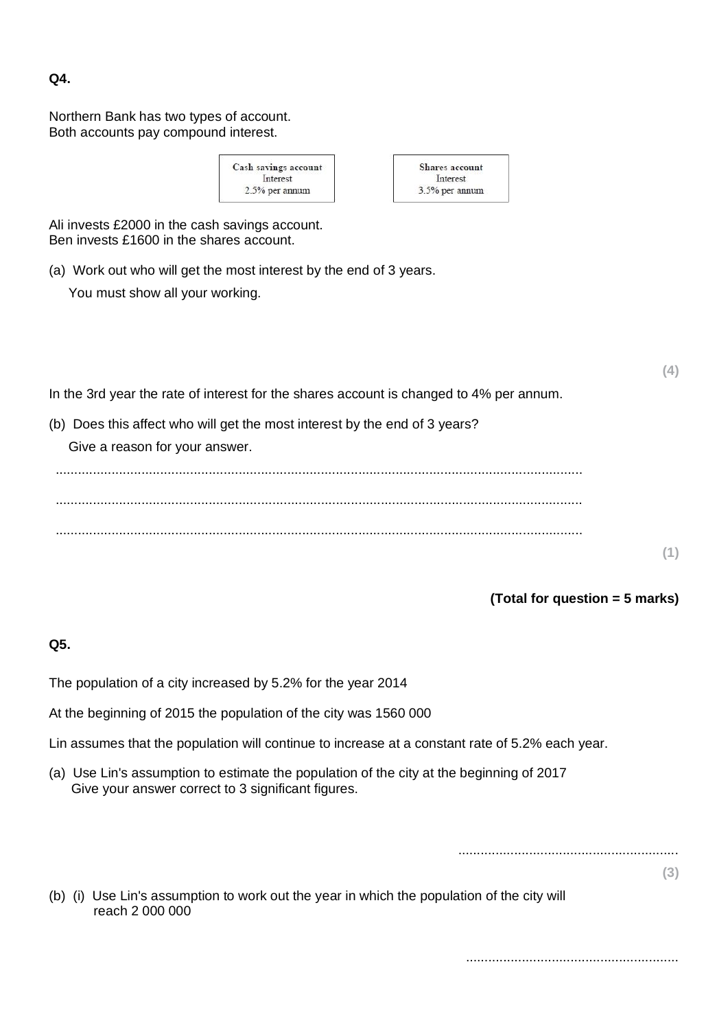**Q4.**

Northern Bank has two types of account.
Both accounts pay compound interest.

| Cash savings account<br>Interest<br>2.5% per annum | Shares account<br>Interest<br>3.5% per annum |
|---|---|

Ali invests £2000 in the cash savings account.
Ben invests £1600 in the shares account.

(a) Work out who will get the most interest by the end of 3 years.

You must show all your working.

**(4)**

In the 3rd year the rate of interest for the shares account is changed to 4% per annum.

(b) Does this affect who will get the most interest by the end of 3 years?

Give a reason for your answer.

..............................................................................................................................................

..............................................................................................................................................

..............................................................................................................................................

**(1)**

**(Total for question = 5 marks)**

**Q5.**

The population of a city increased by 5.2% for the year 2014

At the beginning of 2015 the population of the city was 1560 000

Lin assumes that the population will continue to increase at a constant rate of 5.2% each year.

(a) Use Lin's assumption to estimate the population of the city at the beginning of 2017
Give your answer correct to 3 significant figures.

..........................................................

**(3)**

(b) (i) Use Lin's assumption to work out the year in which the population of the city will reach 2 000 000

..........................................................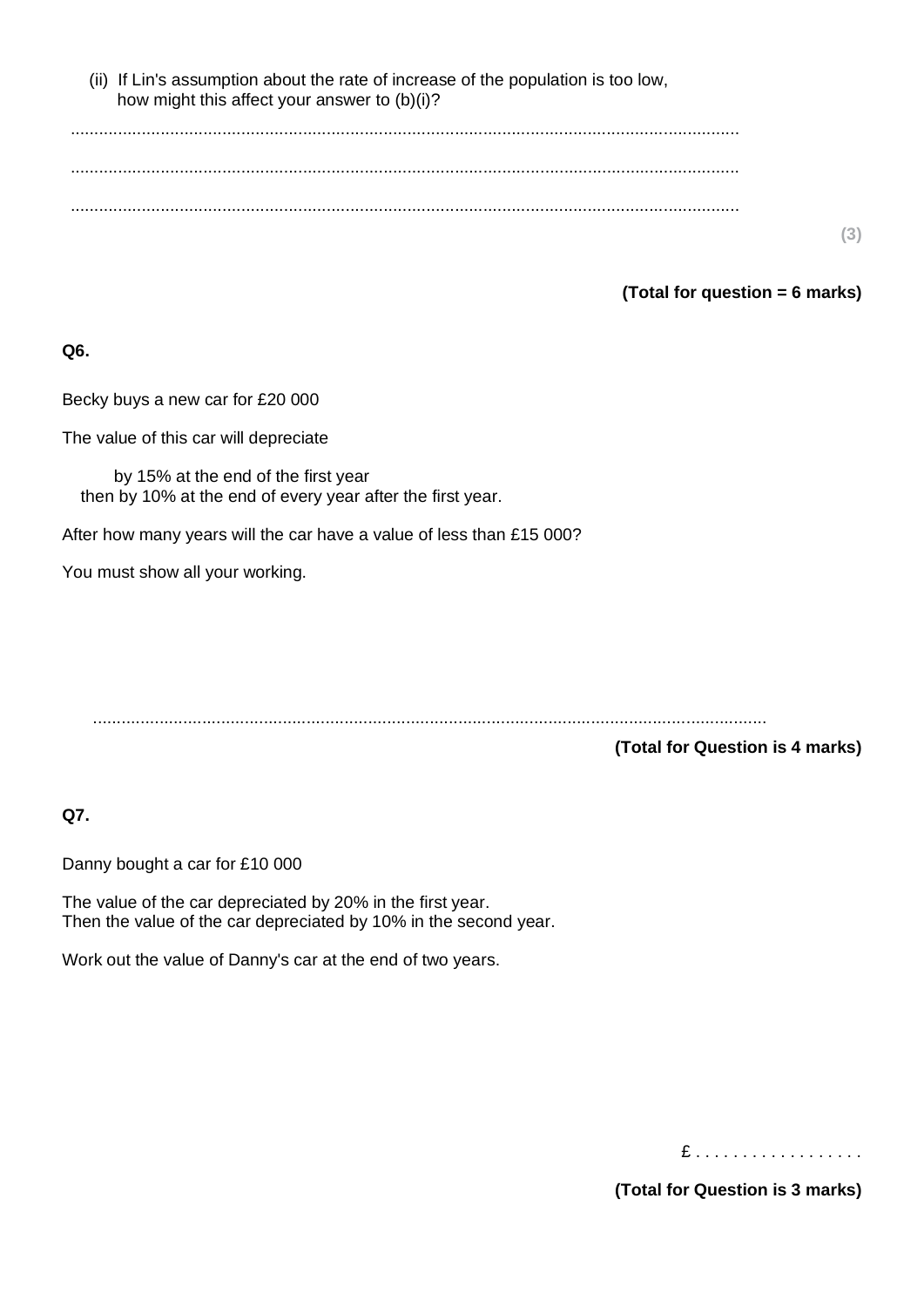(ii) If Lin's assumption about the rate of increase of the population is too low, how might this affect your answer to (b)(i)?

..............................................................................................................................................

..............................................................................................................................................

..............................................................................................................................................

**(3)**

**(Total for question = 6 marks)**

**Q6.**

Becky buys a new car for £20 000

The value of this car will depreciate

by 15% at the end of the first year
then by 10% at the end of every year after the first year.

After how many years will the car have a value of less than £15 000?

You must show all your working.

..............................................................................................................................................

**(Total for Question is 4 marks)**

**Q7.**

Danny bought a car for £10 000

The value of the car depreciated by 20% in the first year.
Then the value of the car depreciated by 10% in the second year.

Work out the value of Danny's car at the end of two years.

£ . . . . . . . . . . . . . . . . . .

**(Total for Question is 3 marks)**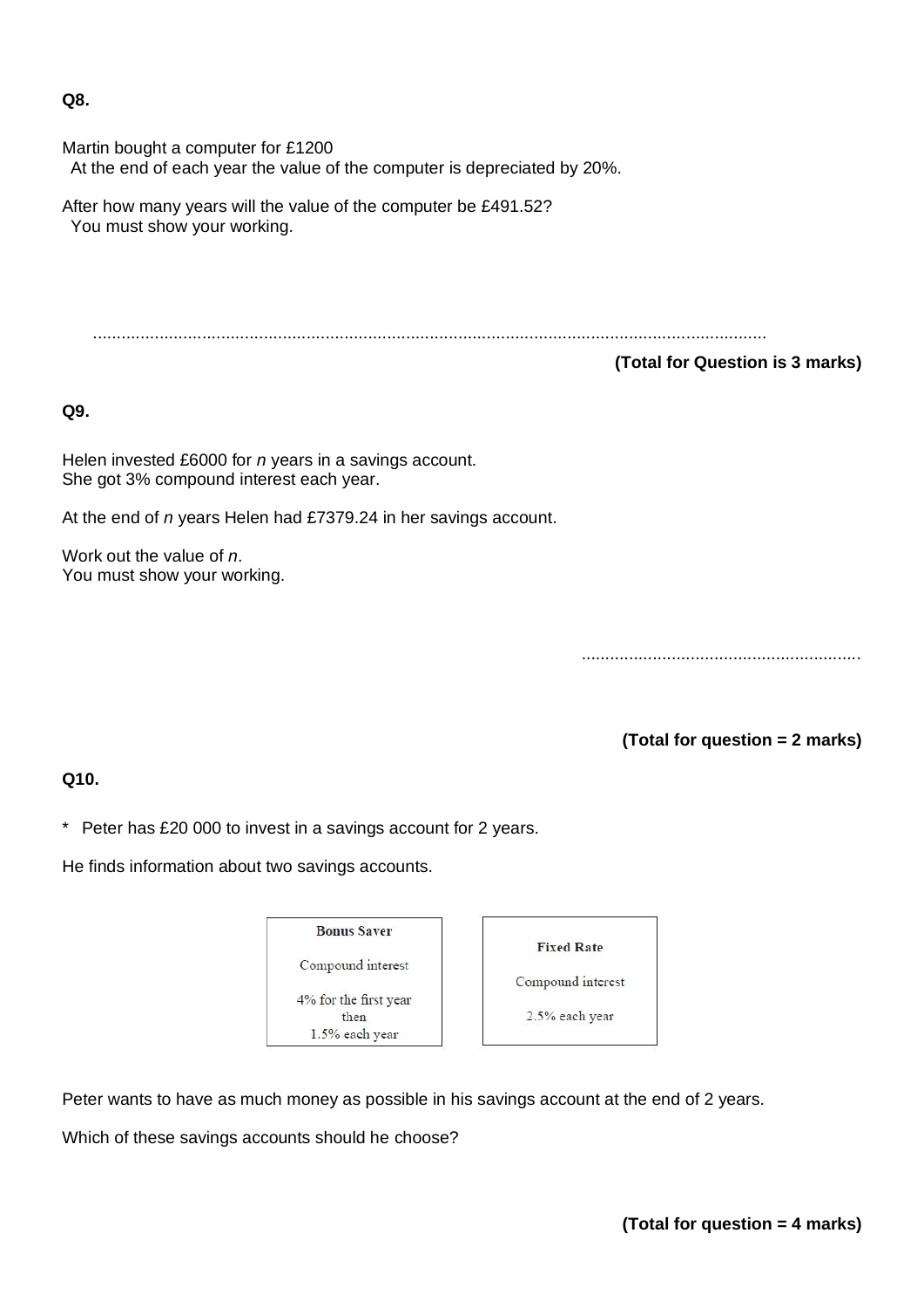**Q8.**

Martin bought a computer for £1200
At the end of each year the value of the computer is depreciated by 20%.

After how many years will the value of the computer be £491.52?
You must show your working.

..............................................................................................................................................

**(Total for Question is 3 marks)**

**Q9.**

Helen invested £6000 for *n* years in a savings account.
She got 3% compound interest each year.

At the end of *n* years Helen had £7379.24 in her savings account.

Work out the value of *n*.
You must show your working.

..........................................................

**(Total for question = 2 marks)**

**Q10.**

\* Peter has £20 000 to invest in a savings account for 2 years.

He finds information about two savings accounts.

| Bonus Saver | Fixed Rate |
|---|---|
| Compound interest | Compound interest |
| 4% for the first year then 1.5% each year | 2.5% each year |

Peter wants to have as much money as possible in his savings account at the end of 2 years.

Which of these savings accounts should he choose?

**(Total for question = 4 marks)**